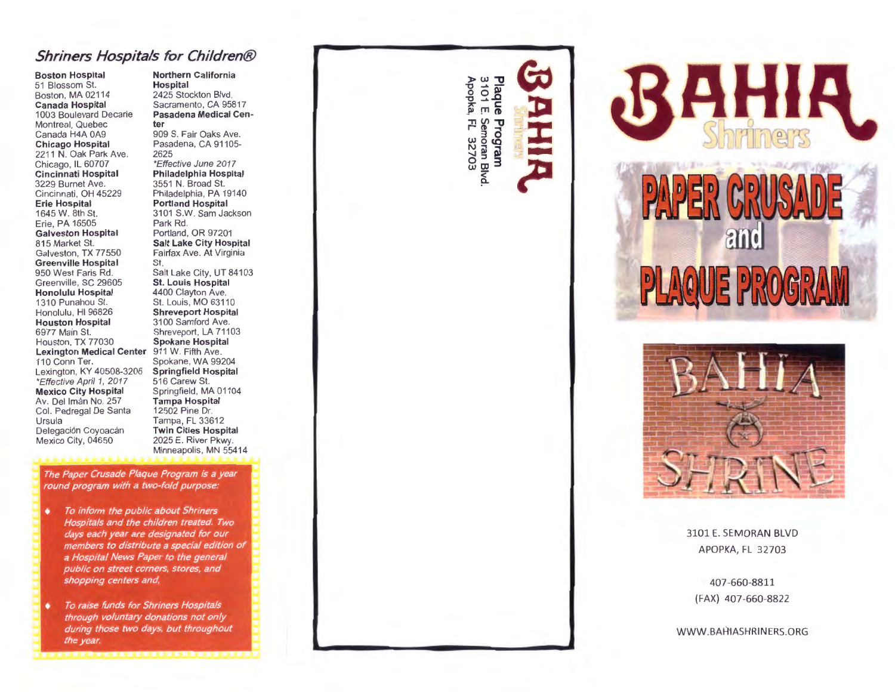## Shriners Hospitals for Children®

**Boston Hospital**
51 Blossom St.
Boston, MA 02114

**Canada Hospital**
1003 Boulevard Decarie
Montreal, Quebec
Canada H4A 0A9

**Chicago Hospital**
2211 N. Oak Park Ave.
Chicago, IL 60707

**Cincinnati Hospital**
3229 Burnet Ave.
Cincinnati, OH 45229

**Erie Hospital**
1645 W. 8th St.
Erie, PA 16505

**Galveston Hospital**
815 Market St.
Galveston, TX 77550

**Greenville Hospital**
950 West Faris Rd.
Greenville, SC 29605

**Honolulu Hospital**
1310 Punahou St.
Honolulu, HI 96826

**Houston Hospital**
6977 Main St.
Houston, TX 77030

**Lexington Medical Center**
110 Conn Ter.
Lexington, KY 40508-3206
*\*Effective April 1, 2017*

**Mexico City Hospital**
Av. Del Imán No. 257
Col. Pedregal De Santa Ursula
Delegación Coyoacán
Mexico City, 04650

**Northern California Hospital**
2425 Stockton Blvd.
Sacramento, CA 95817

**Pasadena Medical Center**
909 S. Fair Oaks Ave.
Pasadena, CA 91105-2625
*\*Effective June 2017*

**Philadelphia Hospital**
3551 N. Broad St.
Philadelphia, PA 19140

**Portland Hospital**
3101 S.W. Sam Jackson Park Rd.
Portland, OR 97201

**Salt Lake City Hospital**
Fairfax Ave. At Virginia St.
Salt Lake City, UT 84103

**St. Louis Hospital**
4400 Clayton Ave.
St. Louis, MO 63110

**Shreveport Hospital**
3100 Samford Ave.
Shreveport, LA 71103

**Spokane Hospital**
911 W. Fifth Ave.
Spokane, WA 99204

**Springfield Hospital**
516 Carew St.
Springfield, MA 01104

**Tampa Hospital**
12502 Pine Dr.
Tampa, FL 33612

**Twin Cities Hospital**
2025 E. River Pkwy.
Minneapolis, MN 55414

*The Paper Crusade Plaque Program is a year round program with a two-fold purpose:*

- *To inform the public about Shriners Hospitals and the children treated. Two days each year are designated for our members to distribute a special edition of a Hospital News Paper to the general public on street corners, stores, and shopping centers and,*
- *To raise funds for Shriners Hospitals through voluntary donations not only during those two days, but throughout the year.*

BAHIA Shriners

**Plaque Program**
3101 E. Semoran Blvd.
Apopka, FL 32703

# BAHIA Shriners

# PAPER CRUSADE and PLAQUE PROGRAM

BAHIA SHRINE

3101 E. SEMORAN BLVD
APOPKA, FL 32703

407-660-8811
(FAX) 407-660-8822

WWW.BAHIASHRINERS.ORG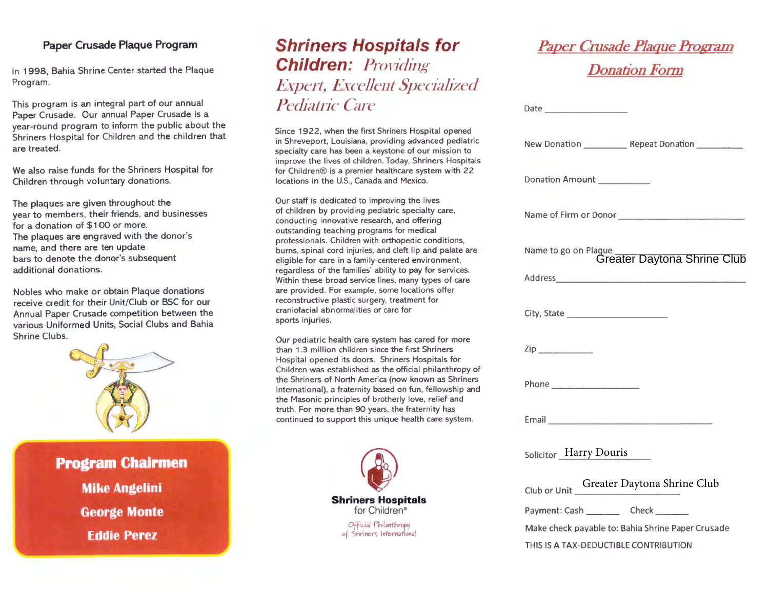## Paper Crusade Plaque Program

In 1998, Bahia Shrine Center started the Plaque Program.

This program is an integral part of our annual Paper Crusade. Our annual Paper Crusade is a year-round program to inform the public about the Shriners Hospital for Children and the children that are treated.

We also raise funds for the Shriners Hospital for Children through voluntary donations.

The plaques are given throughout the year to members, their friends, and businesses for a donation of $100 or more.
The plaques are engraved with the donor's name, and there are ten update bars to denote the donor's subsequent additional donations.

Nobles who make or obtain Plaque donations receive credit for their Unit/Club or BSC for our Annual Paper Crusade competition between the various Uniformed Units, Social Clubs and Bahia Shrine Clubs.

**Program Chairmen**

**Mike Angelini**

**George Monte**

**Eddie Perez**

## *Shriners Hospitals for Children: Providing Expert, Excellent Specialized Pediatric Care*

Since 1922, when the first Shriners Hospital opened in Shreveport, Louisiana, providing advanced pediatric specialty care has been a keystone of our mission to improve the lives of children. Today, Shriners Hospitals for Children® is a premier healthcare system with 22 locations in the U.S., Canada and Mexico.

Our staff is dedicated to improving the lives of children by providing pediatric specialty care, conducting innovative research, and offering outstanding teaching programs for medical professionals. Children with orthopedic conditions, burns, spinal cord injuries, and cleft lip and palate are eligible for care in a family-centered environment, regardless of the families' ability to pay for services. Within these broad service lines, many types of care are provided. For example, some locations offer reconstructive plastic surgery, treatment for craniofacial abnormalities or care for sports injuries.

Our pediatric health care system has cared for more than 1.3 million children since the first Shriners Hospital opened its doors. Shriners Hospitals for Children was established as the official philanthropy of the Shriners of North America (now known as Shriners International), a fraternity based on fun, fellowship and the Masonic principles of brotherly love, relief and truth. For more than 90 years, the fraternity has continued to support this unique health care system.

**Shriners Hospitals for Children®**

*Official Philanthropy of Shriners International*

## Paper Crusade Plaque Program Donation Form

Date ________________

New Donation ________ Repeat Donation __________

Donation Amount ___________

Name of Firm or Donor ________________________

Name to go on Plaque Greater Daytona Shrine Club

Address________________________________

City, State ____________________

Zip ___________

Phone ________________

Email ______________________________

Solicitor Harry Douris

Club or Unit Greater Daytona Shrine Club

Payment: Cash _______ Check _______

Make check payable to: Bahia Shrine Paper Crusade

THIS IS A TAX-DEDUCTIBLE CONTRIBUTION